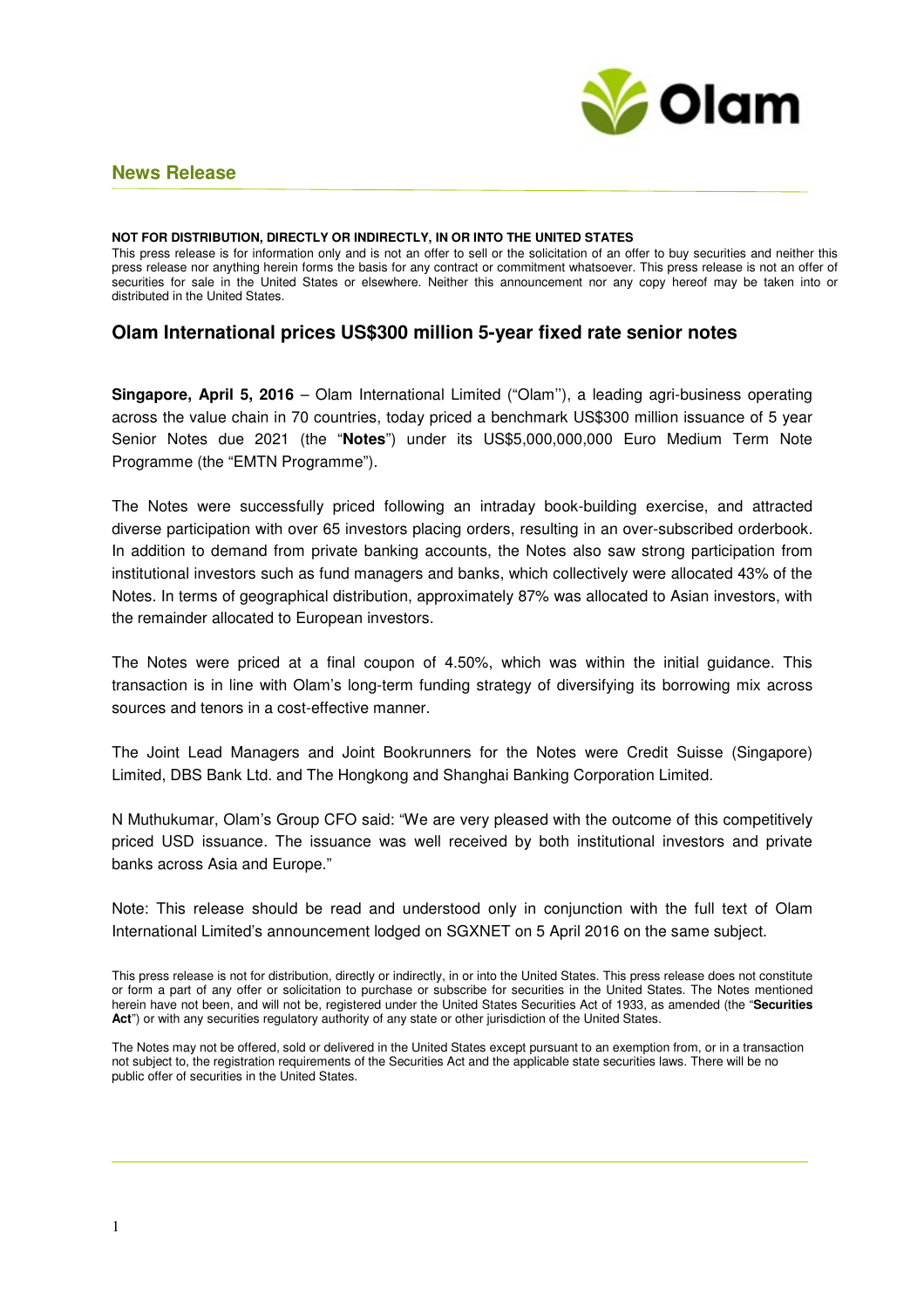## News Release

**NOT FOR DISTRIBUTION, DIRECTLY OR INDIRECTLY, IN OR INTO THE UNITED STATES**

This press release is for information only and is not an offer to sell or the solicitation of an offer to buy securities and neither this press release nor anything herein forms the basis for any contract or commitment whatsoever. This press release is not an offer of securities for sale in the United States or elsewhere. Neither this announcement nor any copy hereof may be taken into or distributed in the United States.

# Olam International prices US$300 million 5-year fixed rate senior notes

**Singapore, April 5, 2016** – Olam International Limited ("Olam''), a leading agri-business operating across the value chain in 70 countries, today priced a benchmark US$300 million issuance of 5 year Senior Notes due 2021 (the "**Notes**") under its US$5,000,000,000 Euro Medium Term Note Programme (the "EMTN Programme").

The Notes were successfully priced following an intraday book-building exercise, and attracted diverse participation with over 65 investors placing orders, resulting in an over-subscribed orderbook. In addition to demand from private banking accounts, the Notes also saw strong participation from institutional investors such as fund managers and banks, which collectively were allocated 43% of the Notes. In terms of geographical distribution, approximately 87% was allocated to Asian investors, with the remainder allocated to European investors.

The Notes were priced at a final coupon of 4.50%, which was within the initial guidance. This transaction is in line with Olam's long-term funding strategy of diversifying its borrowing mix across sources and tenors in a cost-effective manner.

The Joint Lead Managers and Joint Bookrunners for the Notes were Credit Suisse (Singapore) Limited, DBS Bank Ltd. and The Hongkong and Shanghai Banking Corporation Limited.

N Muthukumar, Olam's Group CFO said: "We are very pleased with the outcome of this competitively priced USD issuance. The issuance was well received by both institutional investors and private banks across Asia and Europe."

Note: This release should be read and understood only in conjunction with the full text of Olam International Limited's announcement lodged on SGXNET on 5 April 2016 on the same subject.

This press release is not for distribution, directly or indirectly, in or into the United States. This press release does not constitute or form a part of any offer or solicitation to purchase or subscribe for securities in the United States. The Notes mentioned herein have not been, and will not be, registered under the United States Securities Act of 1933, as amended (the "**Securities Act**") or with any securities regulatory authority of any state or other jurisdiction of the United States.

The Notes may not be offered, sold or delivered in the United States except pursuant to an exemption from, or in a transaction not subject to, the registration requirements of the Securities Act and the applicable state securities laws. There will be no public offer of securities in the United States.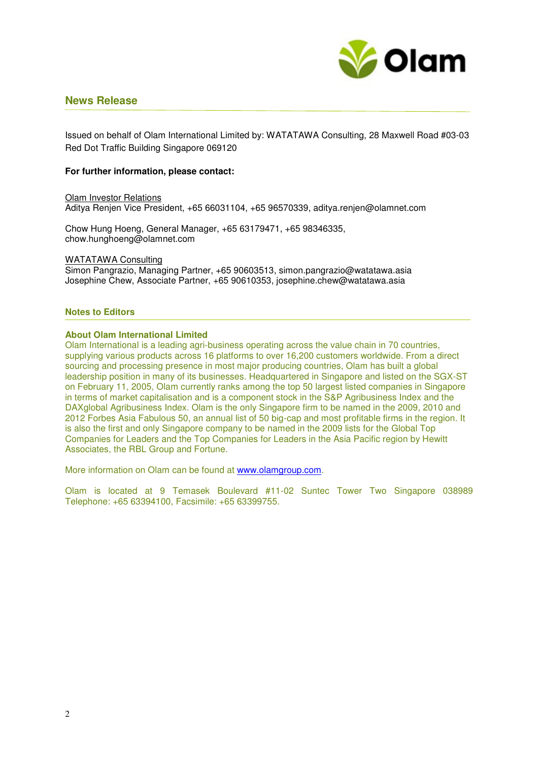## News Release

Issued on behalf of Olam International Limited by: WATATAWA Consulting, 28 Maxwell Road #03-03 Red Dot Traffic Building Singapore 069120

**For further information, please contact:**

Olam Investor Relations
Aditya Renjen Vice President, +65 66031104, +65 96570339, aditya.renjen@olamnet.com

Chow Hung Hoeng, General Manager, +65 63179471, +65 98346335, chow.hunghoeng@olamnet.com

WATATAWA Consulting
Simon Pangrazio, Managing Partner, +65 90603513, simon.pangrazio@watatawa.asia
Josephine Chew, Associate Partner, +65 90610353, josephine.chew@watatawa.asia

## Notes to Editors

### About Olam International Limited

Olam International is a leading agri-business operating across the value chain in 70 countries, supplying various products across 16 platforms to over 16,200 customers worldwide. From a direct sourcing and processing presence in most major producing countries, Olam has built a global leadership position in many of its businesses. Headquartered in Singapore and listed on the SGX-ST on February 11, 2005, Olam currently ranks among the top 50 largest listed companies in Singapore in terms of market capitalisation and is a component stock in the S&P Agribusiness Index and the DAXglobal Agribusiness Index. Olam is the only Singapore firm to be named in the 2009, 2010 and 2012 Forbes Asia Fabulous 50, an annual list of 50 big-cap and most profitable firms in the region. It is also the first and only Singapore company to be named in the 2009 lists for the Global Top Companies for Leaders and the Top Companies for Leaders in the Asia Pacific region by Hewitt Associates, the RBL Group and Fortune.

More information on Olam can be found at www.olamgroup.com.

Olam is located at 9 Temasek Boulevard #11-02 Suntec Tower Two Singapore 038989 Telephone: +65 63394100, Facsimile: +65 63399755.